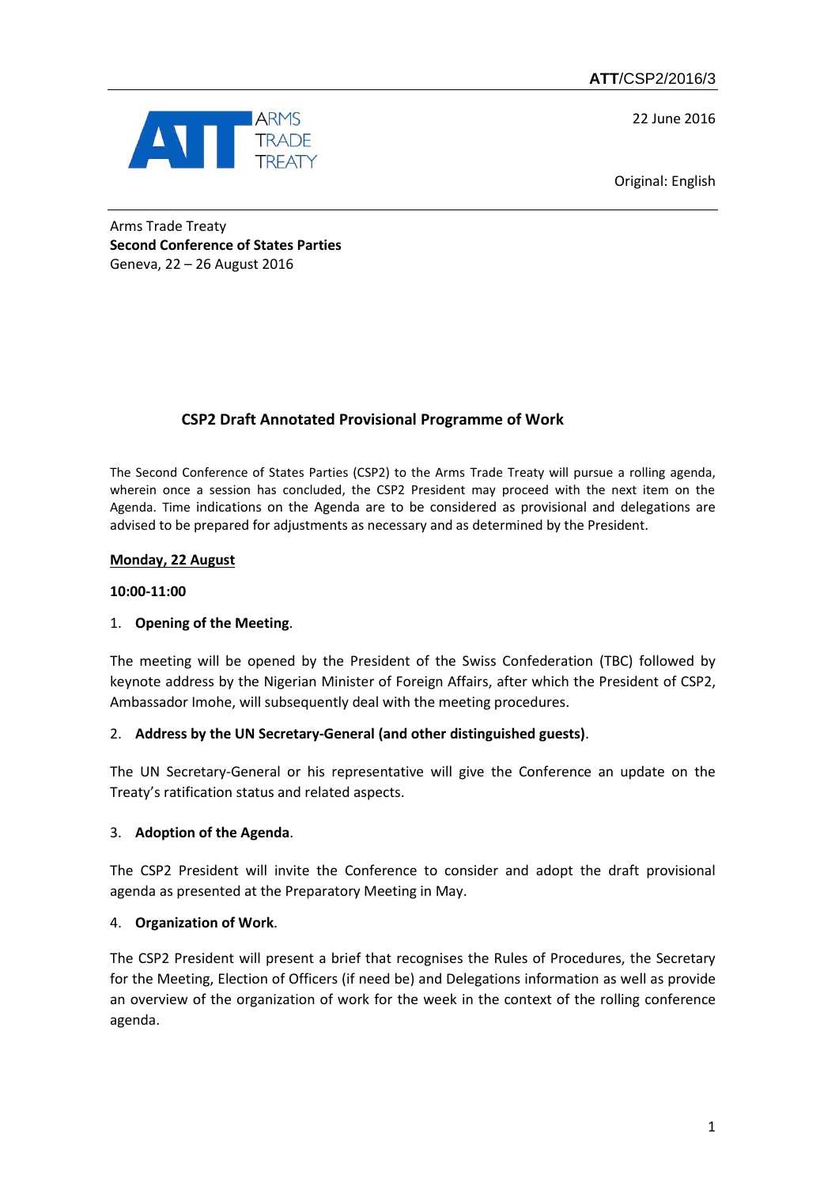ATT/CSP2/2016/3

22 June 2016

Original: English

Arms Trade Treaty
**Second Conference of States Parties**
Geneva, 22 – 26 August 2016

## CSP2 Draft Annotated Provisional Programme of Work

The Second Conference of States Parties (CSP2) to the Arms Trade Treaty will pursue a rolling agenda, wherein once a session has concluded, the CSP2 President may proceed with the next item on the Agenda. Time indications on the Agenda are to be considered as provisional and delegations are advised to be prepared for adjustments as necessary and as determined by the President.

**Monday, 22 August**

**10:00-11:00**

1. **Opening of the Meeting**.

The meeting will be opened by the President of the Swiss Confederation (TBC) followed by keynote address by the Nigerian Minister of Foreign Affairs, after which the President of CSP2, Ambassador Imohe, will subsequently deal with the meeting procedures.

2. **Address by the UN Secretary-General (and other distinguished guests)**.

The UN Secretary-General or his representative will give the Conference an update on the Treaty's ratification status and related aspects.

3. **Adoption of the Agenda**.

The CSP2 President will invite the Conference to consider and adopt the draft provisional agenda as presented at the Preparatory Meeting in May.

4. **Organization of Work**.

The CSP2 President will present a brief that recognises the Rules of Procedures, the Secretary for the Meeting, Election of Officers (if need be) and Delegations information as well as provide an overview of the organization of work for the week in the context of the rolling conference agenda.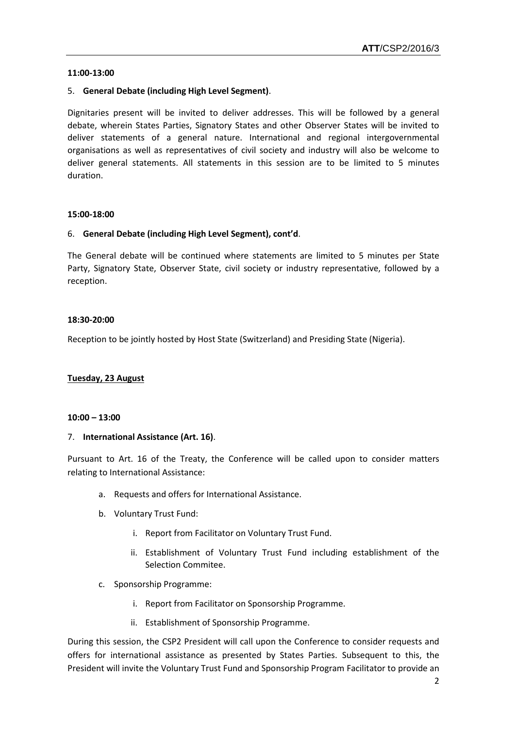**11:00-13:00**

5. **General Debate (including High Level Segment)**.

Dignitaries present will be invited to deliver addresses. This will be followed by a general debate, wherein States Parties, Signatory States and other Observer States will be invited to deliver statements of a general nature. International and regional intergovernmental organisations as well as representatives of civil society and industry will also be welcome to deliver general statements. All statements in this session are to be limited to 5 minutes duration.

**15:00-18:00**

6. **General Debate (including High Level Segment), cont'd**.

The General debate will be continued where statements are limited to 5 minutes per State Party, Signatory State, Observer State, civil society or industry representative, followed by a reception.

**18:30-20:00**

Reception to be jointly hosted by Host State (Switzerland) and Presiding State (Nigeria).

**<u>Tuesday, 23 August</u>**

**10:00 – 13:00**

7. **International Assistance (Art. 16)**.

Pursuant to Art. 16 of the Treaty, the Conference will be called upon to consider matters relating to International Assistance:

a. Requests and offers for International Assistance.

b. Voluntary Trust Fund:

   i. Report from Facilitator on Voluntary Trust Fund.

   ii. Establishment of Voluntary Trust Fund including establishment of the Selection Commitee.

c. Sponsorship Programme:

   i. Report from Facilitator on Sponsorship Programme.

   ii. Establishment of Sponsorship Programme.

During this session, the CSP2 President will call upon the Conference to consider requests and offers for international assistance as presented by States Parties. Subsequent to this, the President will invite the Voluntary Trust Fund and Sponsorship Program Facilitator to provide an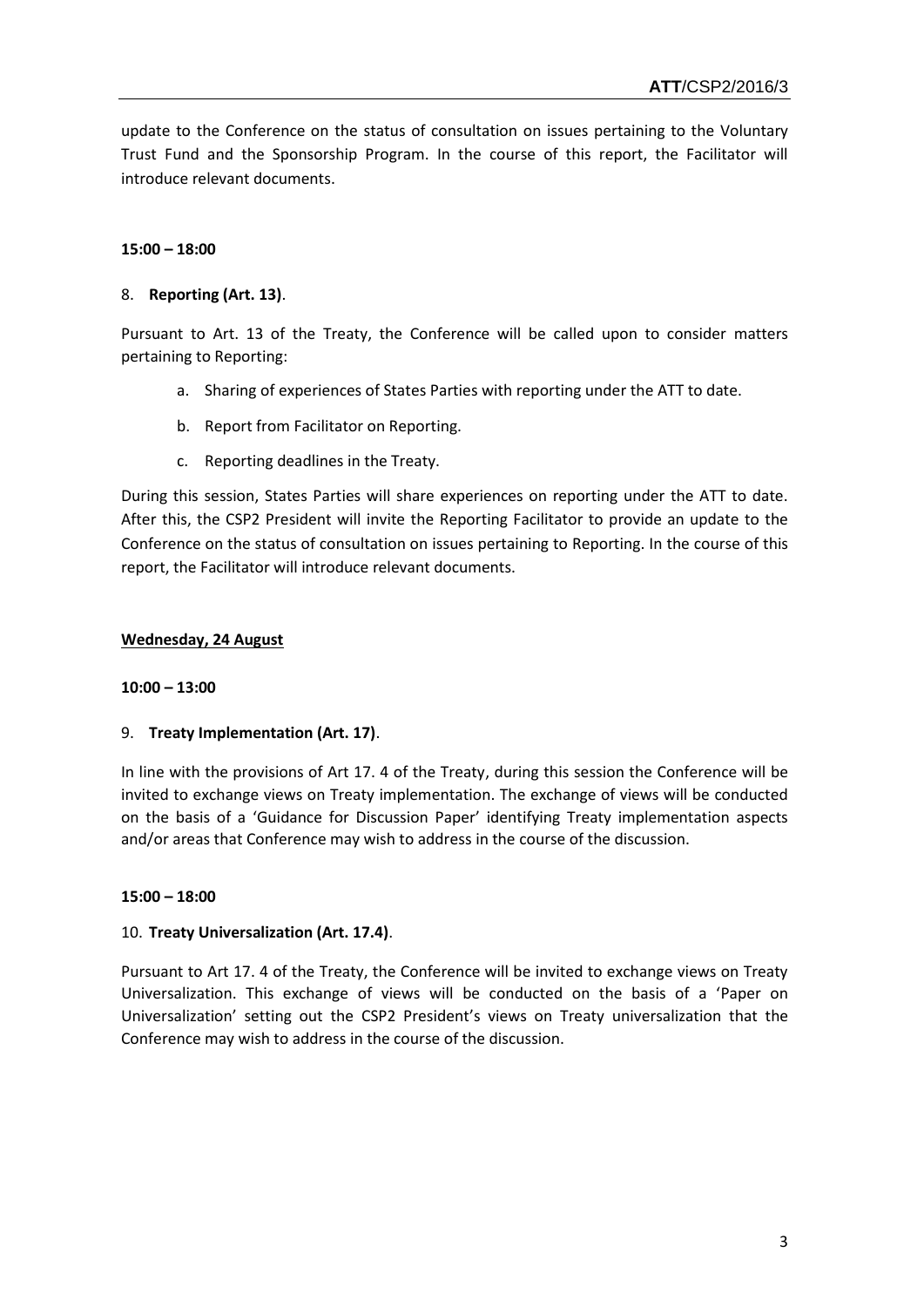update to the Conference on the status of consultation on issues pertaining to the Voluntary Trust Fund and the Sponsorship Program. In the course of this report, the Facilitator will introduce relevant documents.

**15:00 – 18:00**

8. **Reporting (Art. 13)**.

Pursuant to Art. 13 of the Treaty, the Conference will be called upon to consider matters pertaining to Reporting:

   a. Sharing of experiences of States Parties with reporting under the ATT to date.

   b. Report from Facilitator on Reporting.

   c. Reporting deadlines in the Treaty.

During this session, States Parties will share experiences on reporting under the ATT to date. After this, the CSP2 President will invite the Reporting Facilitator to provide an update to the Conference on the status of consultation on issues pertaining to Reporting. In the course of this report, the Facilitator will introduce relevant documents.

**<u>Wednesday, 24 August</u>**

**10:00 – 13:00**

9. **Treaty Implementation (Art. 17)**.

In line with the provisions of Art 17. 4 of the Treaty, during this session the Conference will be invited to exchange views on Treaty implementation. The exchange of views will be conducted on the basis of a 'Guidance for Discussion Paper' identifying Treaty implementation aspects and/or areas that Conference may wish to address in the course of the discussion.

**15:00 – 18:00**

10. **Treaty Universalization (Art. 17.4)**.

Pursuant to Art 17. 4 of the Treaty, the Conference will be invited to exchange views on Treaty Universalization. This exchange of views will be conducted on the basis of a 'Paper on Universalization' setting out the CSP2 President's views on Treaty universalization that the Conference may wish to address in the course of the discussion.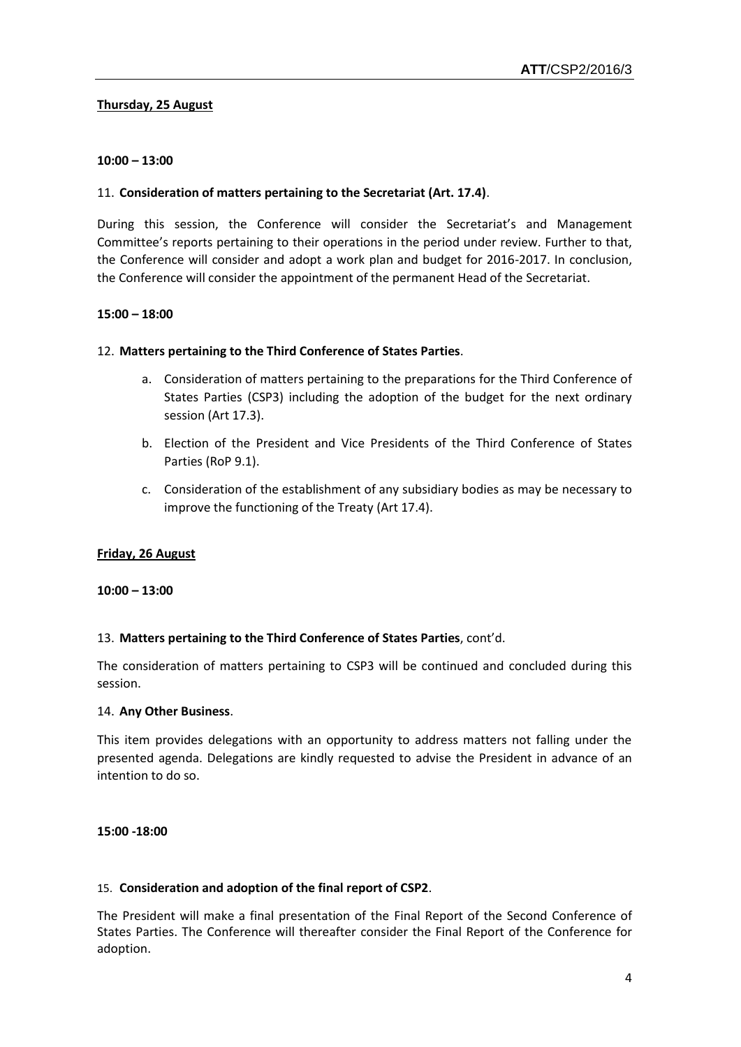**Thursday, 25 August**

**10:00 – 13:00**

11. **Consideration of matters pertaining to the Secretariat (Art. 17.4)**.

During this session, the Conference will consider the Secretariat's and Management Committee's reports pertaining to their operations in the period under review. Further to that, the Conference will consider and adopt a work plan and budget for 2016-2017. In conclusion, the Conference will consider the appointment of the permanent Head of the Secretariat.

**15:00 – 18:00**

12. **Matters pertaining to the Third Conference of States Parties**.

    a. Consideration of matters pertaining to the preparations for the Third Conference of States Parties (CSP3) including the adoption of the budget for the next ordinary session (Art 17.3).

    b. Election of the President and Vice Presidents of the Third Conference of States Parties (RoP 9.1).

    c. Consideration of the establishment of any subsidiary bodies as may be necessary to improve the functioning of the Treaty (Art 17.4).

**Friday, 26 August**

**10:00 – 13:00**

13. **Matters pertaining to the Third Conference of States Parties**, cont'd.

The consideration of matters pertaining to CSP3 will be continued and concluded during this session.

14. **Any Other Business**.

This item provides delegations with an opportunity to address matters not falling under the presented agenda. Delegations are kindly requested to advise the President in advance of an intention to do so.

**15:00 -18:00**

15. **Consideration and adoption of the final report of CSP2**.

The President will make a final presentation of the Final Report of the Second Conference of States Parties. The Conference will thereafter consider the Final Report of the Conference for adoption.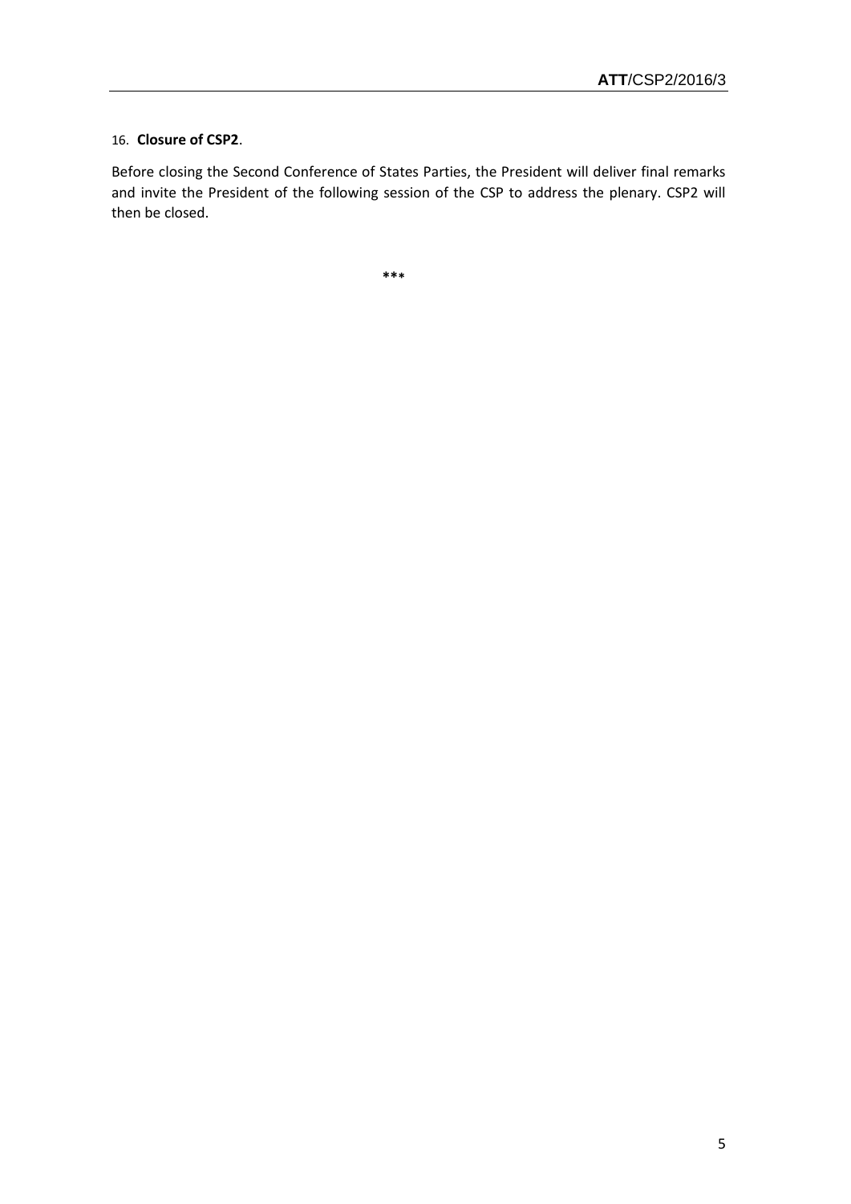16. **Closure of CSP2**.

Before closing the Second Conference of States Parties, the President will deliver final remarks and invite the President of the following session of the CSP to address the plenary. CSP2 will then be closed.

***